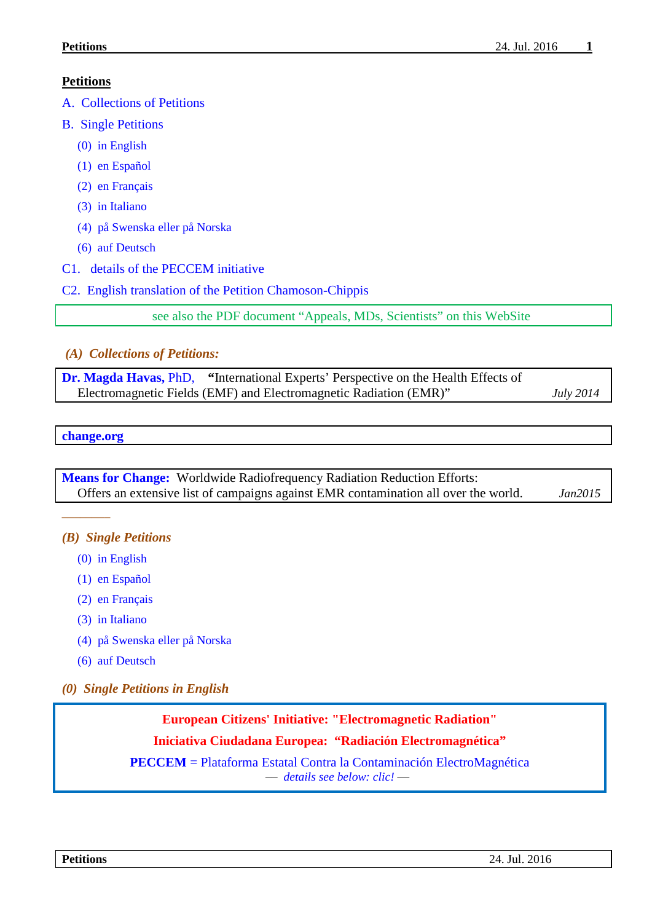# Petitions

A. Collections of Petitions

B. Single Petitions

- (0) in English
- (1) en Español
- (2) en Français
- (3) in Italiano
- (4) på Swenska eller på Norska
- (6) auf Deutsch

C1. details of the PECCEM initiative

C2. English translation of the Petition Chamoson-Chippis

see also the PDF document "Appeals, MDs, Scientists" on this WebSite

## *(A) Collections of Petitions:*

**Dr. Magda Havas,** PhD, **"**International Experts' Perspective on the Health Effects of Electromagnetic Fields (EMF) and Electromagnetic Radiation (EMR)" *July 2014*

**change.org**

**Means for Change:** Worldwide Radiofrequency Radiation Reduction Efforts: Offers an extensive list of campaigns against EMR contamination all over the world. *Jan2015*

---

## *(B) Single Petitions*

- (0) in English
- (1) en Español
- (2) en Français
- (3) in Italiano
- (4) på Swenska eller på Norska
- (6) auf Deutsch

### *(0) Single Petitions in English*

**European Citizens' Initiative: "Electromagnetic Radiation"**

**Iniciativa Ciudadana Europea: "Radiación Electromagnética"**

**PECCEM** = Plataforma Estatal Contra la Contaminación ElectroMagnética

— *details see below: clic!* —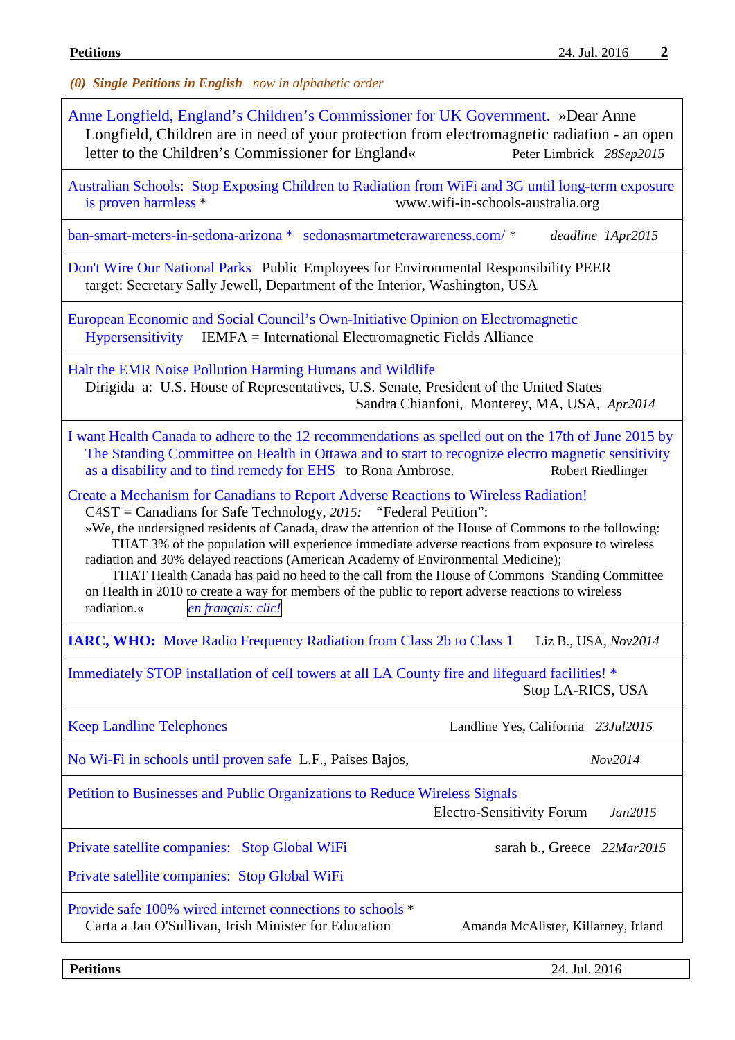*(0) Single Petitions in English   now in alphabetic order*

Anne Longfield, England's Children's Commissioner for UK Government. »Dear Anne Longfield, Children are in need of your protection from electromagnetic radiation - an open letter to the Children's Commissioner for England« Peter Limbrick *28Sep2015*

---

Australian Schools: Stop Exposing Children to Radiation from WiFi and 3G until long-term exposure is proven harmless * www.wifi-in-schools-australia.org

---

ban-smart-meters-in-sedona-arizona * sedonasmartmeterawareness.com/ * *deadline 1Apr2015*

---

Don't Wire Our National Parks Public Employees for Environmental Responsibility PEER
target: Secretary Sally Jewell, Department of the Interior, Washington, USA

---

European Economic and Social Council's Own-Initiative Opinion on Electromagnetic Hypersensitivity IEMFA = International Electromagnetic Fields Alliance

---

Halt the EMR Noise Pollution Harming Humans and Wildlife
Dirigida a: U.S. House of Representatives, U.S. Senate, President of the United States
Sandra Chianfoni, Monterey, MA, USA, *Apr2014*

---

I want Health Canada to adhere to the 12 recommendations as spelled out on the 17th of June 2015 by The Standing Committee on Health in Ottawa and to start to recognize electro magnetic sensitivity as a disability and to find remedy for EHS to Rona Ambrose. Robert Riedlinger

Create a Mechanism for Canadians to Report Adverse Reactions to Wireless Radiation!
C4ST = Canadians for Safe Technology, *2015:* "Federal Petition":
»We, the undersigned residents of Canada, draw the attention of the House of Commons to the following:
THAT 3% of the population will experience immediate adverse reactions from exposure to wireless radiation and 30% delayed reactions (American Academy of Environmental Medicine);
THAT Health Canada has paid no heed to the call from the House of Commons Standing Committee on Health in 2010 to create a way for members of the public to report adverse reactions to wireless radiation.« *en français: clic!*

---

**IARC, WHO:** Move Radio Frequency Radiation from Class 2b to Class 1 Liz B., USA, *Nov2014*

---

Immediately STOP installation of cell towers at all LA County fire and lifeguard facilities! *
Stop LA-RICS, USA

---

Keep Landline Telephones Landline Yes, California *23Jul2015*

---

No Wi-Fi in schools until proven safe L.F., Paises Bajos, *Nov2014*

---

Petition to Businesses and Public Organizations to Reduce Wireless Signals
Electro-Sensitivity Forum *Jan2015*

---

Private satellite companies: Stop Global WiFi sarah b., Greece *22Mar2015*

Private satellite companies: Stop Global WiFi

---

Provide safe 100% wired internet connections to schools *
Carta a Jan O'Sullivan, Irish Minister for Education Amanda McAlister, Killarney, Irland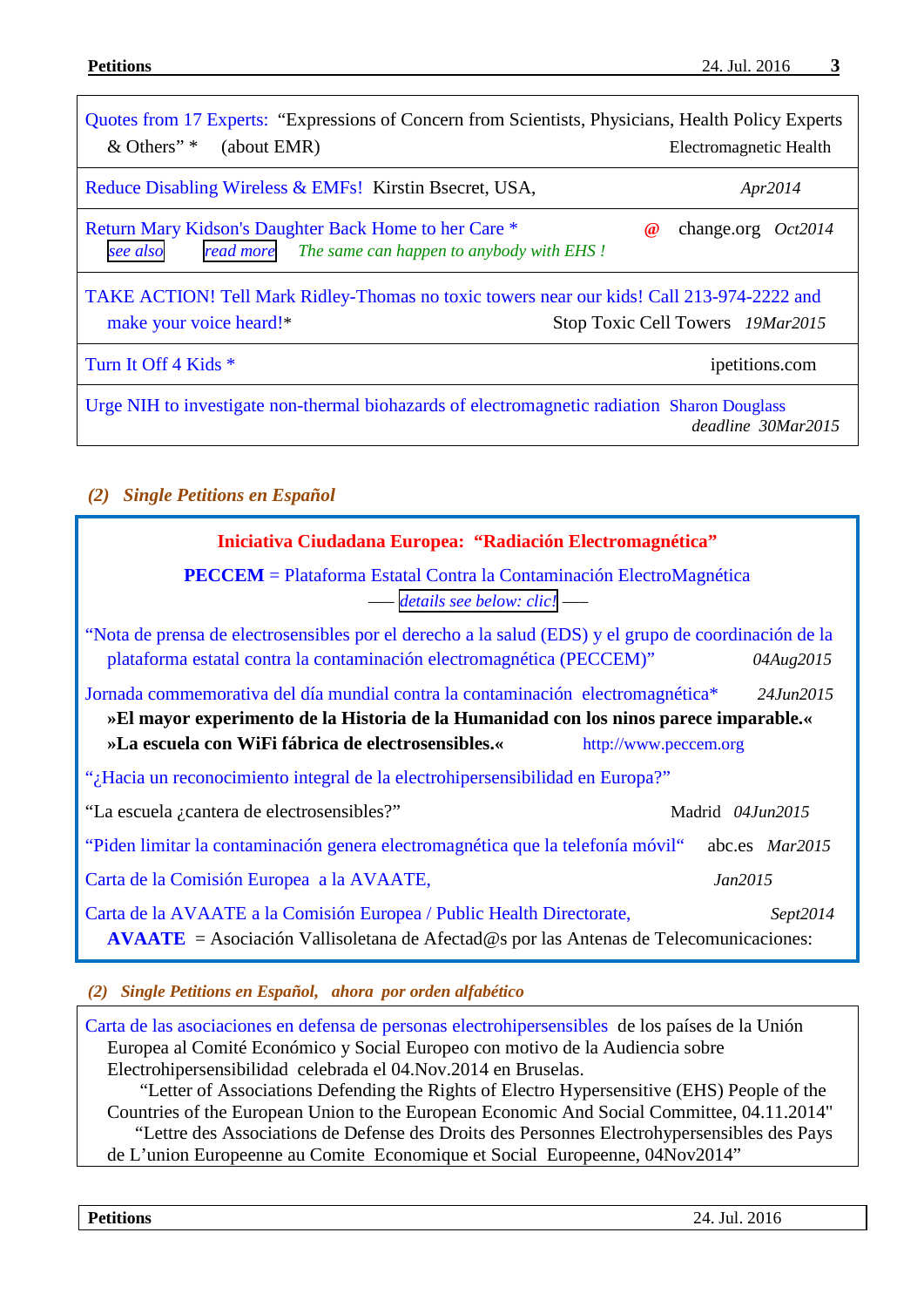| |
|---|
| Quotes from 17 Experts: "Expressions of Concern from Scientists, Physicians, Health Policy Experts & Others" * (about EMR) Electromagnetic Health |
| Reduce Disabling Wireless & EMFs! Kirstin Bsecret, USA, *Apr2014* |
| Return Mary Kidson's Daughter Back Home to her Care * @ change.org *Oct2014* <br> *see also* *read more* *The same can happen to anybody with EHS !* |
| TAKE ACTION! Tell Mark Ridley-Thomas no toxic towers near our kids! Call 213-974-2222 and make your voice heard!* Stop Toxic Cell Towers *19Mar2015* |
| Turn It Off 4 Kids * ipetitions.com |
| Urge NIH to investigate non-thermal biohazards of electromagnetic radiation Sharon Douglass *deadline 30Mar2015* |

## *(2) Single Petitions en Español*

**Iniciativa Ciudadana Europea: "Radiación Electromagnética"**

**PECCEM** = Plataforma Estatal Contra la Contaminación ElectroMagnética
—— *details see below: clic!* ——

"Nota de prensa de electrosensibles por el derecho a la salud (EDS) y el grupo de coordinación de la plataforma estatal contra la contaminación electromagnética (PECCEM)" *04Aug2015*

Jornada commemorativa del día mundial contra la contaminación electromagnética* *24Jun2015*
**»El mayor experimento de la Historia de la Humanidad con los ninos parece imparable.«**
**»La escuela con WiFi fábrica de electrosensibles.«** http://www.peccem.org

"¿Hacia un reconocimiento integral de la electrohipersensibilidad en Europa?"

"La escuela ¿cantera de electrosensibles?" Madrid *04Jun2015*

"Piden limitar la contaminación genera electromagnética que la telefonía móvil" abc.es *Mar2015*

Carta de la Comisión Europea a la AVAATE, *Jan2015*

Carta de la AVAATE a la Comisión Europea / Public Health Directorate, *Sept2014*
**AVAATE** = Asociación Vallisoletana de Afectad@s por las Antenas de Telecomunicaciones:

## *(2) Single Petitions en Español, ahora por orden alfabético*

Carta de las asociaciones en defensa de personas electrohipersensibles de los países de la Unión Europea al Comité Económico y Social Europeo con motivo de la Audiencia sobre Electrohipersensibilidad celebrada el 04.Nov.2014 en Bruselas.
"Letter of Associations Defending the Rights of Electro Hypersensitive (EHS) People of the Countries of the European Union to the European Economic And Social Committee, 04.11.2014"
"Lettre des Associations de Defense des Droits des Personnes Electrohypersensibles des Pays de L'union Europeenne au Comite Economique et Social Europeenne, 04Nov2014"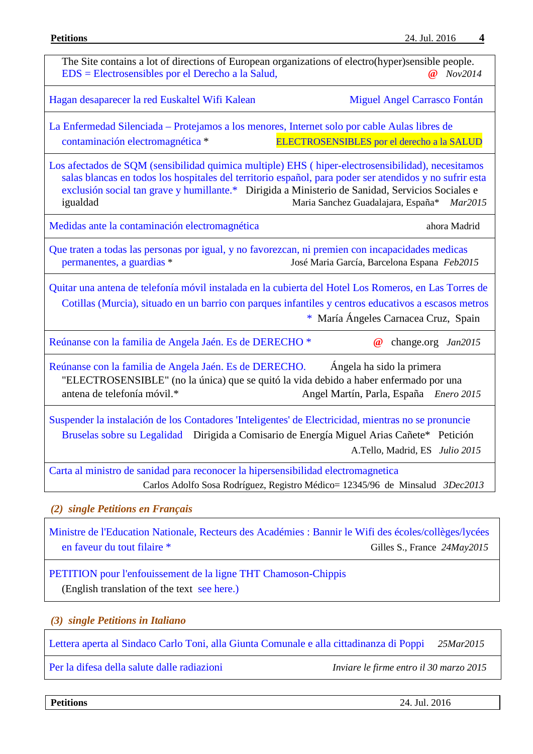The Site contains a lot of directions of European organizations of electro(hyper)sensible people.
EDS = Electrosensibles por el Derecho a la Salud, @ Nov2014

---

Hagan desaparecer la red Euskaltel Wifi Kalean — Miguel Angel Carrasco Fontán

---

La Enfermedad Silenciada – Protejamos a los menores, Internet solo por cable Aulas libres de contaminación electromagnética * — ELECTROSENSIBLES por el derecho a la SALUD

---

Los afectados de SQM (sensibilidad quimica multiple) EHS ( hiper-electrosensibilidad), necesitamos salas blancas en todos los hospitales del territorio español, para poder ser atendidos y no sufrir esta exclusión social tan grave y humillante.* Dirigida a Ministerio de Sanidad, Servicios Sociales e igualdad — Maria Sanchez Guadalajara, España* *Mar2015*

---

Medidas ante la contaminación electromagnética — ahora Madrid

---

Que traten a todas las personas por igual, y no favorezcan, ni premien con incapacidades medicas permanentes, a guardias * — José Maria García, Barcelona Espana *Feb2015*

---

Quitar una antena de telefonía móvil instalada en la cubierta del Hotel Los Romeros, en Las Torres de Cotillas (Murcia), situado en un barrio con parques infantiles y centros educativos a escasos metros * María Ángeles Carnacea Cruz, Spain

---

Reúnanse con la familia de Angela Jaén. Es de DERECHO * — @ change.org *Jan2015*

---

Reúnanse con la familia de Angela Jaén. Es de DERECHO. Ángela ha sido la primera "ELECTROSENSIBLE" (no la única) que se quitó la vida debido a haber enfermado por una antena de telefonía móvil.* — Angel Martín, Parla, España *Enero 2015*

---

Suspender la instalación de los Contadores 'Inteligentes' de Electricidad, mientras no se pronuncie Bruselas sobre su Legalidad Dirigida a Comisario de Energía Miguel Arias Cañete* Petición — A.Tello, Madrid, ES *Julio 2015*

---

Carta al ministro de sanidad para reconocer la hipersensibilidad electromagnetica — Carlos Adolfo Sosa Rodríguez, Registro Médico= 12345/96 de Minsalud *3Dec2013*

### *(2) single Petitions en Français*

Ministre de l'Education Nationale, Recteurs des Académies : Bannir le Wifi des écoles/collèges/lycées en faveur du tout filaire * — Gilles S., France *24May2015*

---

PETITION pour l'enfouissement de la ligne THT Chamoson-Chippis
(English translation of the text see here.)

### *(3) single Petitions in Italiano*

Lettera aperta al Sindaco Carlo Toni, alla Giunta Comunale e alla cittadinanza di Poppi *25Mar2015*

---

Per la difesa della salute dalle radiazioni — *Inviare le firme entro il 30 marzo 2015*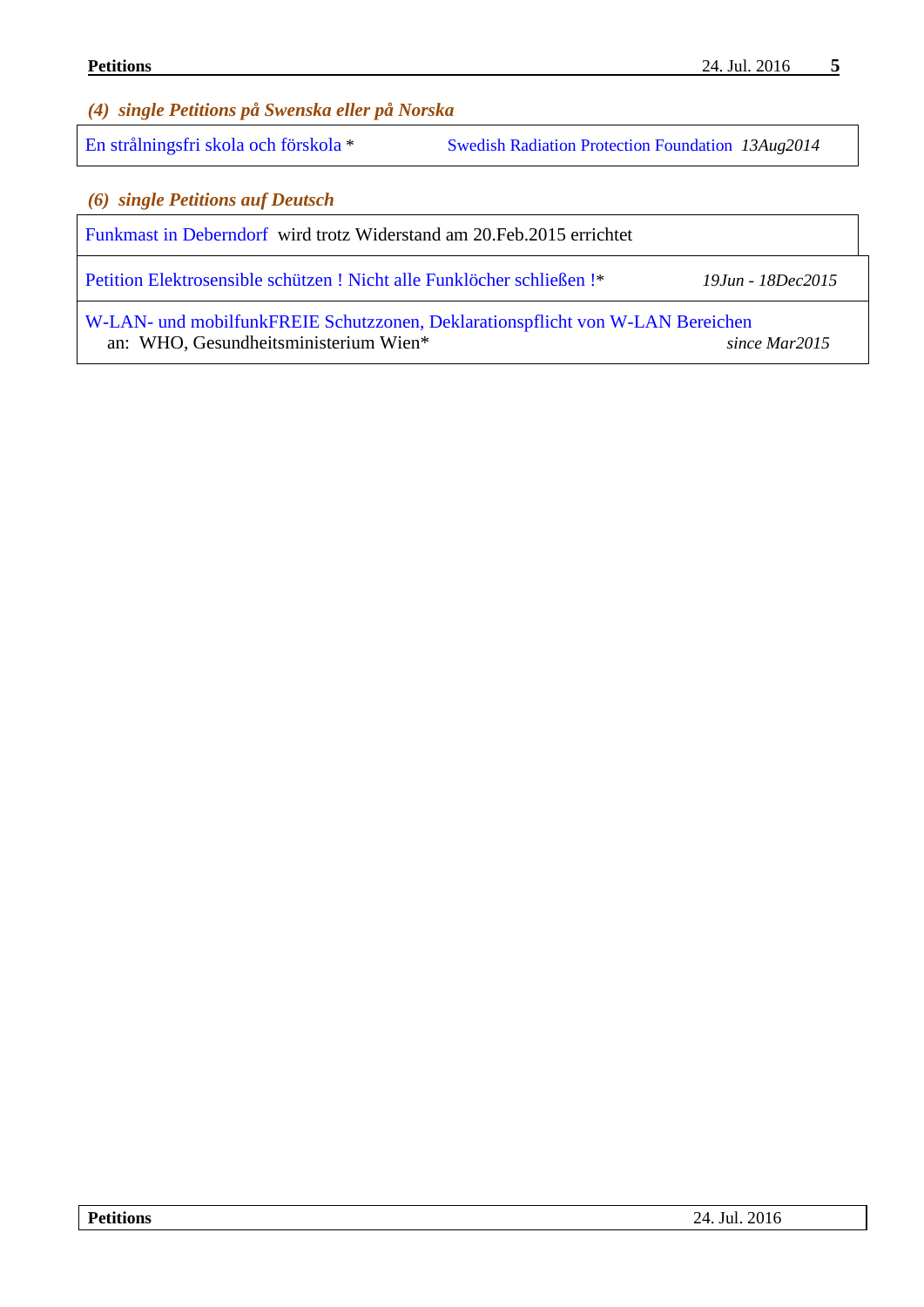### *(4) single Petitions på Swenska eller på Norska*

| | | |
|---|---|---|
| En strålningsfri skola och förskola * | Swedish Radiation Protection Foundation | *13Aug2014* |

### *(6) single Petitions auf Deutsch*

| | |
|---|---|
| Funkmast in Deberndorf wird trotz Widerstand am 20.Feb.2015 errichtet | |
| Petition Elektrosensible schützen ! Nicht alle Funklöcher schließen !* | *19Jun - 18Dec2015* |
| W-LAN- und mobilfunkFREIE Schutzzonen, Deklarationspflicht von W-LAN Bereichen an: WHO, Gesundheitsministerium Wien* | *since Mar2015* |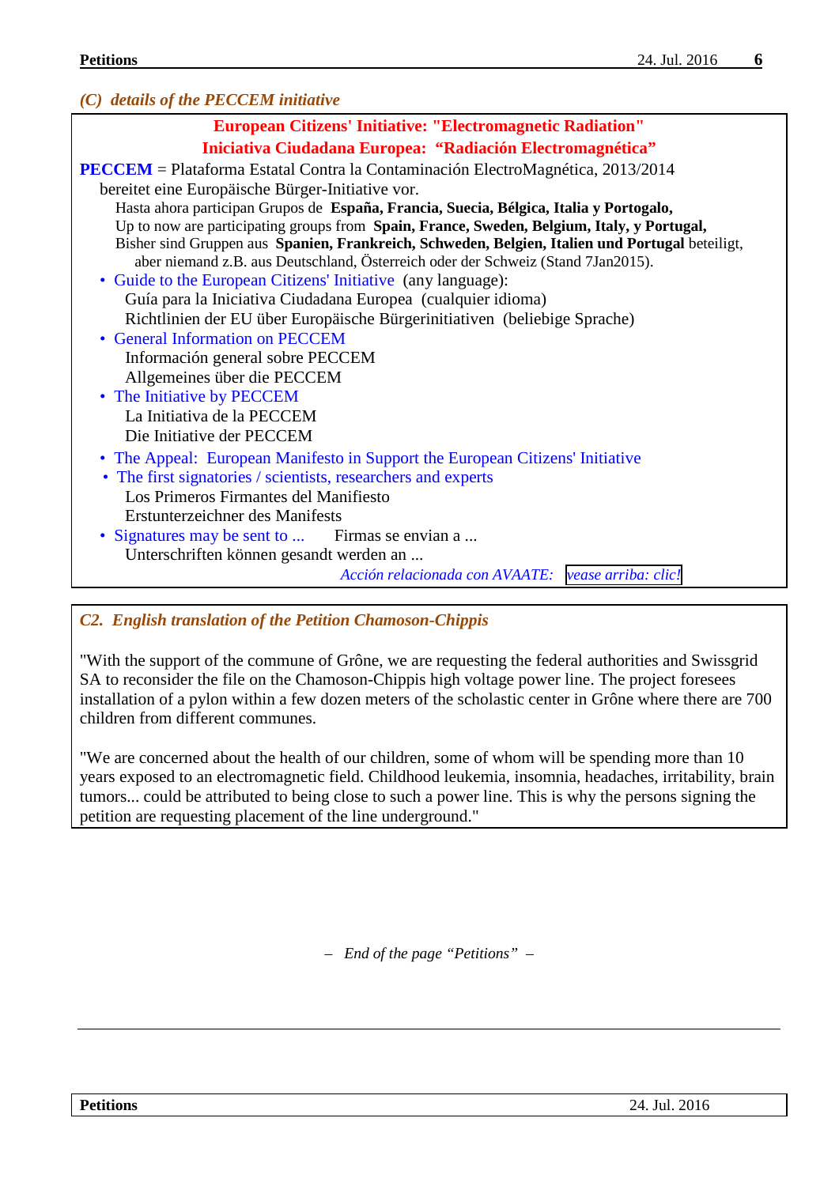### *(C) details of the PECCEM initiative*

**European Citizens' Initiative: "Electromagnetic Radiation"**
**Iniciativa Ciudadana Europea: "Radiación Electromagnética"**

**PECCEM** = Plataforma Estatal Contra la Contaminación ElectroMagnética, 2013/2014
bereitet eine Europäische Bürger-Initiative vor.

Hasta ahora participan Grupos de **España, Francia, Suecia, Bélgica, Italia y Portogalo,**
Up to now are participating groups from **Spain, France, Sweden, Belgium, Italy, y Portugal,**
Bisher sind Gruppen aus **Spanien, Frankreich, Schweden, Belgien, Italien und Portugal** beteiligt,
aber niemand z.B. aus Deutschland, Österreich oder der Schweiz (Stand 7Jan2015).

- Guide to the European Citizens' Initiative (any language):
  Guía para la Iniciativa Ciudadana Europea (cualquier idioma)
  Richtlinien der EU über Europäische Bürgerinitiativen (beliebige Sprache)
- General Information on PECCEM
  Información general sobre PECCEM
  Allgemeines über die PECCEM
- The Initiative by PECCEM
  La Initiativa de la PECCEM
  Die Initiative der PECCEM
- The Appeal: European Manifesto in Support the European Citizens' Initiative
- The first signatories / scientists, researchers and experts
  Los Primeros Firmantes del Manifiesto
  Erstunterzeichner des Manifests
- Signatures may be sent to ... Firmas se envian a ...
  Unterschriften können gesandt werden an ...

*Acción relacionada con AVAATE: vease arriba: clic!*

### *C2. English translation of the Petition Chamoson-Chippis*

"With the support of the commune of Grône, we are requesting the federal authorities and Swissgrid SA to reconsider the file on the Chamoson-Chippis high voltage power line. The project foresees installation of a pylon within a few dozen meters of the scholastic center in Grône where there are 700 children from different communes.

"We are concerned about the health of our children, some of whom will be spending more than 10 years exposed to an electromagnetic field. Childhood leukemia, insomnia, headaches, irritability, brain tumors... could be attributed to being close to such a power line. This is why the persons signing the petition are requesting placement of the line underground."

– *End of the page "Petitions"* –